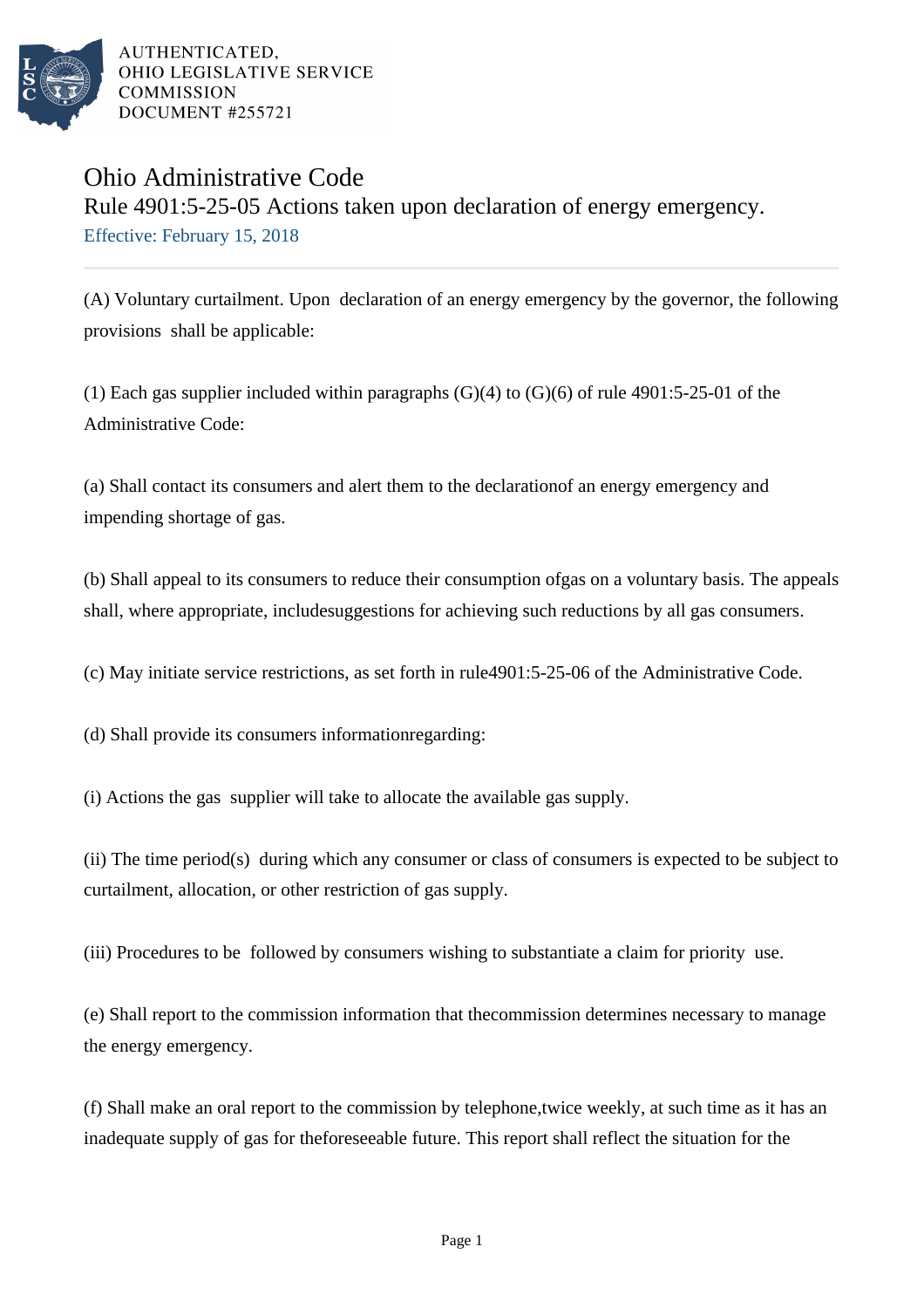AUTHENTICATED,
OHIO LEGISLATIVE SERVICE
COMMISSION
DOCUMENT #255721

# Ohio Administrative Code

## Rule 4901:5-25-05 Actions taken upon declaration of energy emergency.

Effective: February 15, 2018

(A) Voluntary curtailment. Upon declaration of an energy emergency by the governor, the following provisions shall be applicable:

(1) Each gas supplier included within paragraphs (G)(4) to (G)(6) of rule 4901:5-25-01 of the Administrative Code:

(a) Shall contact its consumers and alert them to the declarationof an energy emergency and impending shortage of gas.

(b) Shall appeal to its consumers to reduce their consumption ofgas on a voluntary basis. The appeals shall, where appropriate, includesuggestions for achieving such reductions by all gas consumers.

(c) May initiate service restrictions, as set forth in rule4901:5-25-06 of the Administrative Code.

(d) Shall provide its consumers informationregarding:

(i) Actions the gas supplier will take to allocate the available gas supply.

(ii) The time period(s) during which any consumer or class of consumers is expected to be subject to curtailment, allocation, or other restriction of gas supply.

(iii) Procedures to be followed by consumers wishing to substantiate a claim for priority use.

(e) Shall report to the commission information that thecommission determines necessary to manage the energy emergency.

(f) Shall make an oral report to the commission by telephone,twice weekly, at such time as it has an inadequate supply of gas for theforeseeable future. This report shall reflect the situation for the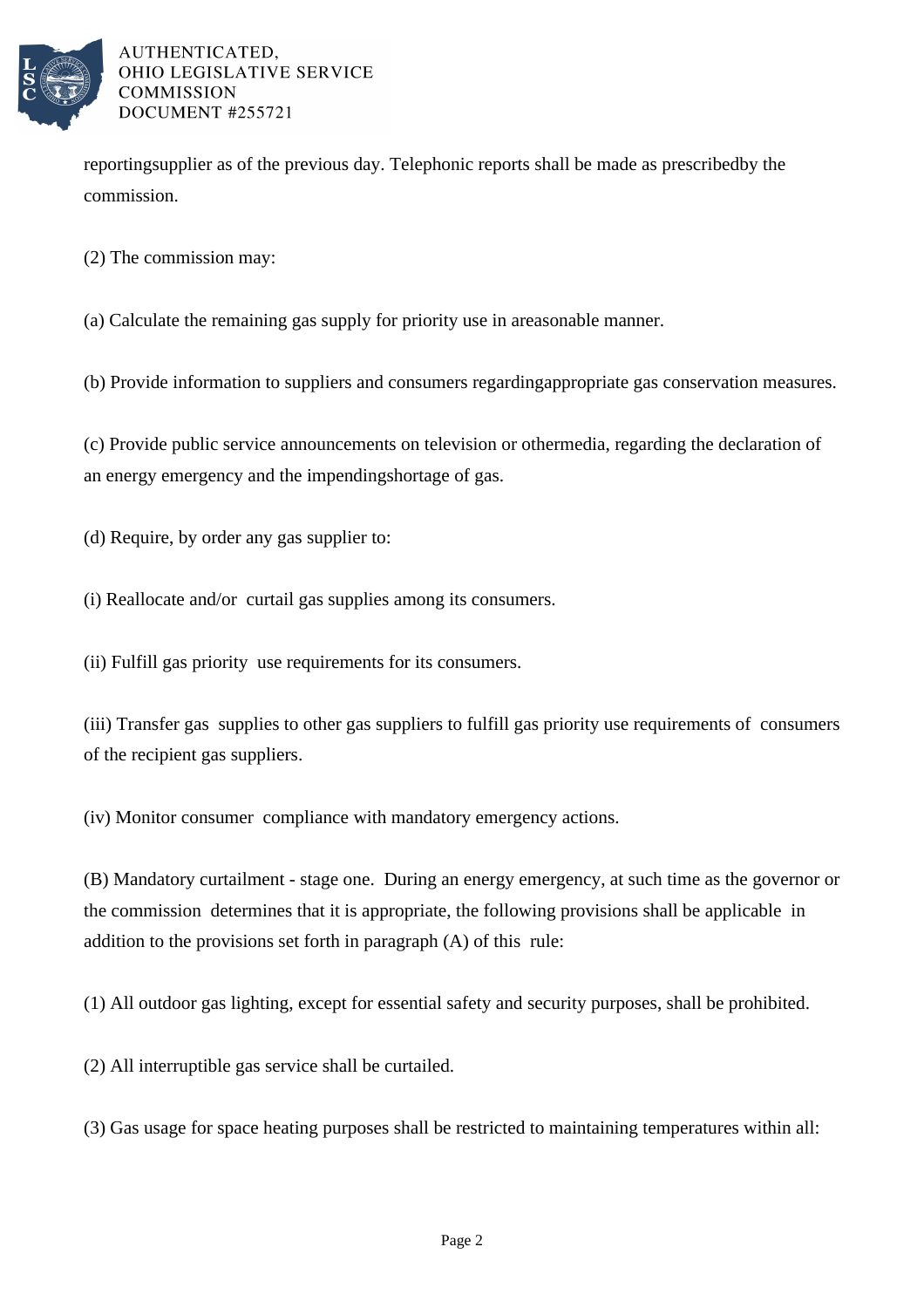reportingsupplier as of the previous day. Telephonic reports shall be made as prescribedby the commission.

(2) The commission may:

(a) Calculate the remaining gas supply for priority use in areasonable manner.

(b) Provide information to suppliers and consumers regardingappropriate gas conservation measures.

(c) Provide public service announcements on television or othermedia, regarding the declaration of an energy emergency and the impendingshortage of gas.

(d) Require, by order any gas supplier to:

(i) Reallocate and/or curtail gas supplies among its consumers.

(ii) Fulfill gas priority use requirements for its consumers.

(iii) Transfer gas supplies to other gas suppliers to fulfill gas priority use requirements of consumers of the recipient gas suppliers.

(iv) Monitor consumer compliance with mandatory emergency actions.

(B) Mandatory curtailment - stage one. During an energy emergency, at such time as the governor or the commission determines that it is appropriate, the following provisions shall be applicable in addition to the provisions set forth in paragraph (A) of this rule:

(1) All outdoor gas lighting, except for essential safety and security purposes, shall be prohibited.

(2) All interruptible gas service shall be curtailed.

(3) Gas usage for space heating purposes shall be restricted to maintaining temperatures within all: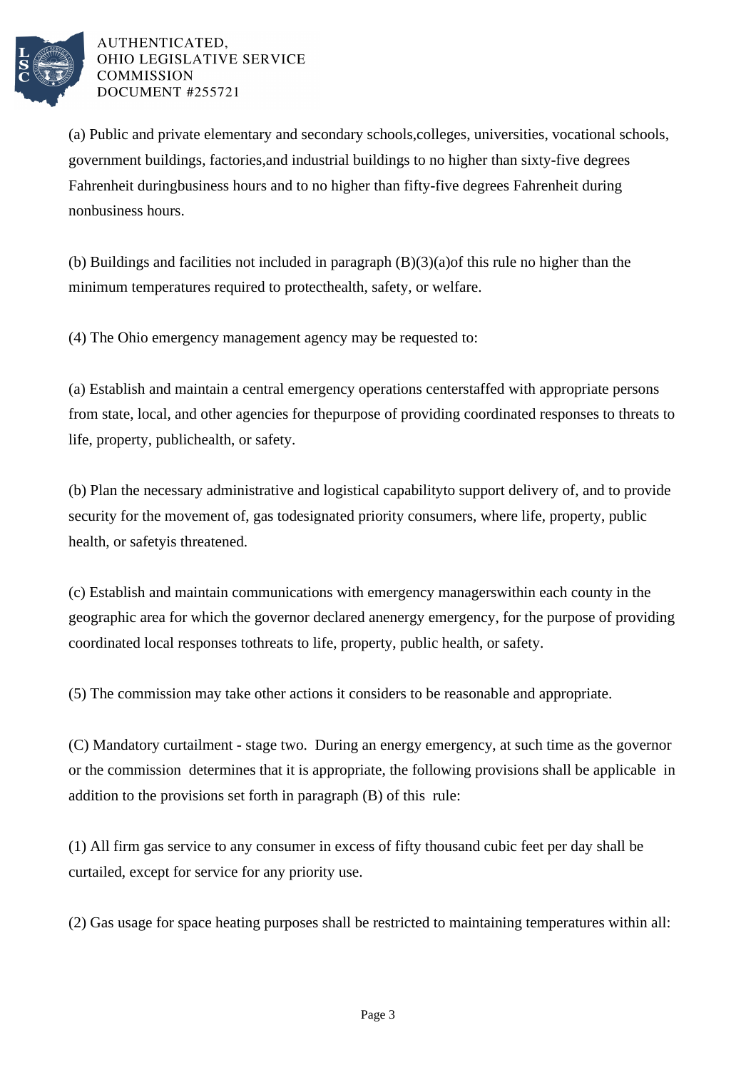(a) Public and private elementary and secondary schools,colleges, universities, vocational schools, government buildings, factories,and industrial buildings to no higher than sixty-five degrees Fahrenheit duringbusiness hours and to no higher than fifty-five degrees Fahrenheit during nonbusiness hours.

(b) Buildings and facilities not included in paragraph (B)(3)(a)of this rule no higher than the minimum temperatures required to protecthealth, safety, or welfare.

(4) The Ohio emergency management agency may be requested to:

(a) Establish and maintain a central emergency operations centerstaffed with appropriate persons from state, local, and other agencies for thepurpose of providing coordinated responses to threats to life, property, publichealth, or safety.

(b) Plan the necessary administrative and logistical capabilityto support delivery of, and to provide security for the movement of, gas todesignated priority consumers, where life, property, public health, or safetyis threatened.

(c) Establish and maintain communications with emergency managerswithin each county in the geographic area for which the governor declared anenergy emergency, for the purpose of providing coordinated local responses tothreats to life, property, public health, or safety.

(5) The commission may take other actions it considers to be reasonable and appropriate.

(C) Mandatory curtailment - stage two. During an energy emergency, at such time as the governor or the commission determines that it is appropriate, the following provisions shall be applicable in addition to the provisions set forth in paragraph (B) of this rule:

(1) All firm gas service to any consumer in excess of fifty thousand cubic feet per day shall be curtailed, except for service for any priority use.

(2) Gas usage for space heating purposes shall be restricted to maintaining temperatures within all: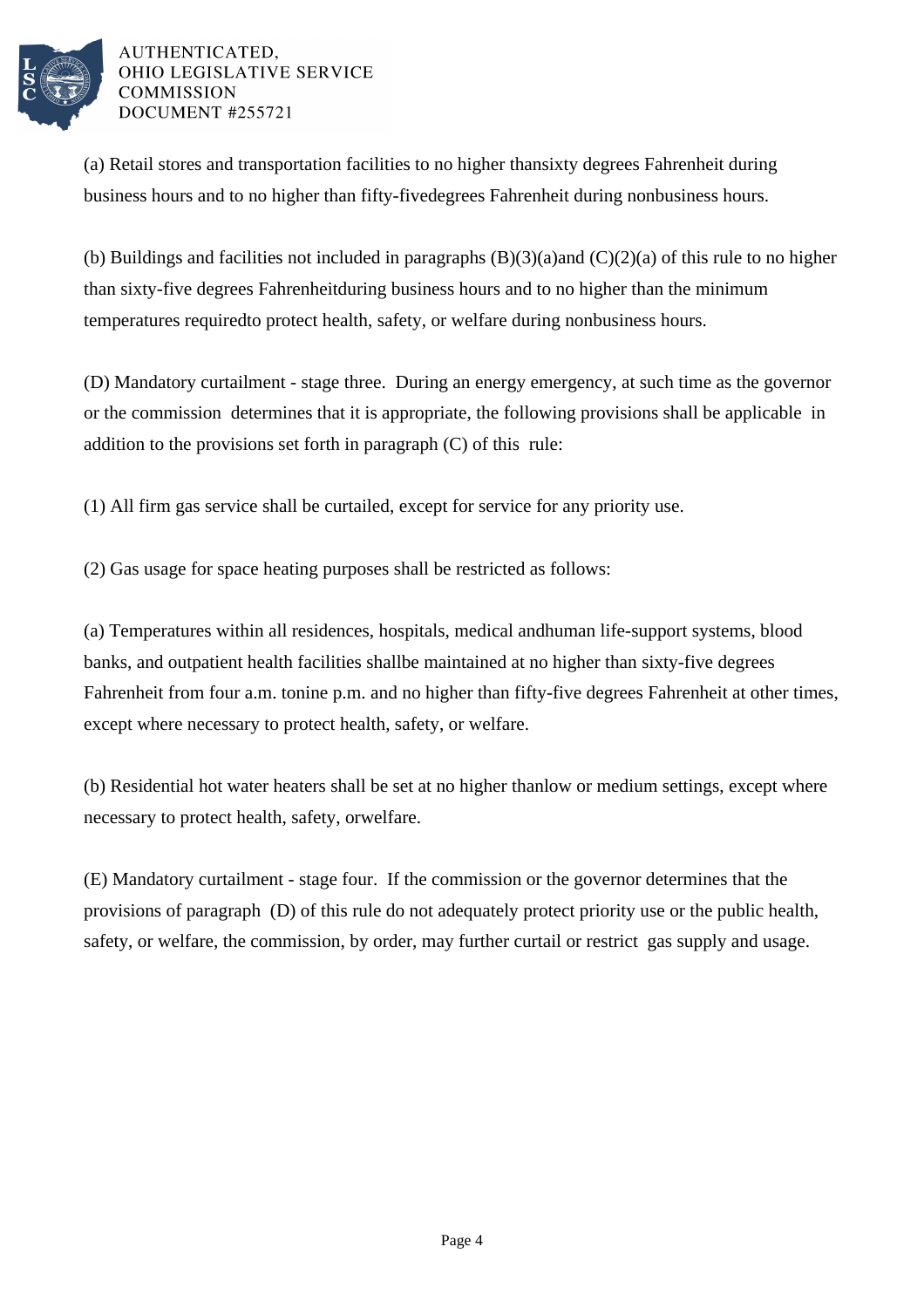(a) Retail stores and transportation facilities to no higher thansixty degrees Fahrenheit during business hours and to no higher than fifty-fivedegrees Fahrenheit during nonbusiness hours.

(b) Buildings and facilities not included in paragraphs (B)(3)(a)and (C)(2)(a) of this rule to no higher than sixty-five degrees Fahrenheitduring business hours and to no higher than the minimum temperatures requiredto protect health, safety, or welfare during nonbusiness hours.

(D) Mandatory curtailment - stage three. During an energy emergency, at such time as the governor or the commission determines that it is appropriate, the following provisions shall be applicable in addition to the provisions set forth in paragraph (C) of this rule:

(1) All firm gas service shall be curtailed, except for service for any priority use.

(2) Gas usage for space heating purposes shall be restricted as follows:

(a) Temperatures within all residences, hospitals, medical andhuman life-support systems, blood banks, and outpatient health facilities shallbe maintained at no higher than sixty-five degrees Fahrenheit from four a.m. tonine p.m. and no higher than fifty-five degrees Fahrenheit at other times, except where necessary to protect health, safety, or welfare.

(b) Residential hot water heaters shall be set at no higher thanlow or medium settings, except where necessary to protect health, safety, orwelfare.

(E) Mandatory curtailment - stage four. If the commission or the governor determines that the provisions of paragraph (D) of this rule do not adequately protect priority use or the public health, safety, or welfare, the commission, by order, may further curtail or restrict gas supply and usage.